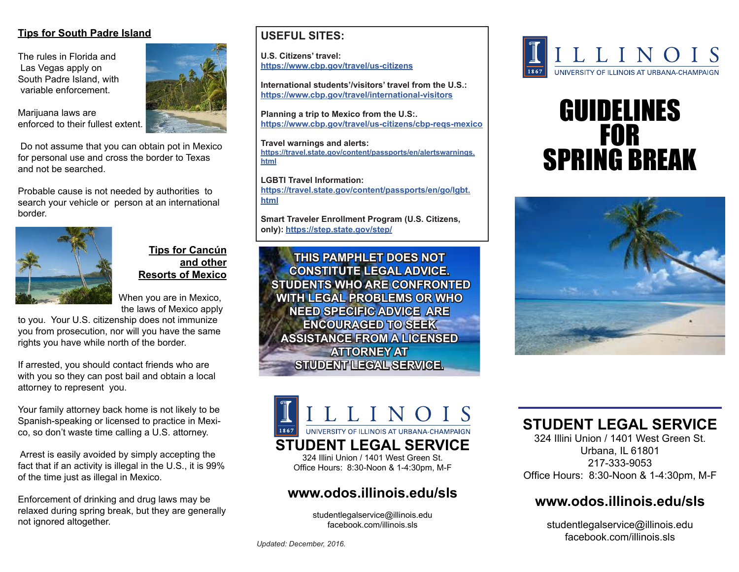## Tips for South Padre Island

The rules in Florida and Las Vegas apply on South Padre Island, with variable enforcement.

Marijuana laws are enforced to their fullest extent.

Do not assume that you can obtain pot in Mexico for personal use and cross the border to Texas and not be searched.

Probable cause is not needed by authorities to search your vehicle or person at an international border.

## Tips for Cancún and other Resorts of Mexico

When you are in Mexico, the laws of Mexico apply to you. Your U.S. citizenship does not immunize you from prosecution, nor will you have the same rights you have while north of the border.

If arrested, you should contact friends who are with you so they can post bail and obtain a local attorney to represent you.

Your family attorney back home is not likely to be Spanish-speaking or licensed to practice in Mexico, so don't waste time calling a U.S. attorney.

Arrest is easily avoided by simply accepting the fact that if an activity is illegal in the U.S., it is 99% of the time just as illegal in Mexico.

Enforcement of drinking and drug laws may be relaxed during spring break, but they are generally not ignored altogether.

## USEFUL SITES:

**U.S. Citizens' travel:**
https://www.cbp.gov/travel/us-citizens

**International students'/visitors' travel from the U.S.:**
https://www.cbp.gov/travel/international-visitors

**Planning a trip to Mexico from the U.S:.**
https://www.cbp.gov/travel/us-citizens/cbp-reqs-mexico

**Travel warnings and alerts:**
https://travel.state.gov/content/passports/en/alertswarnings.html

**LGBTI Travel Information:**
https://travel.state.gov/content/passports/en/go/lgbt.html

**Smart Traveler Enrollment Program (U.S. Citizens, only):** https://step.state.gov/step/

**THIS PAMPHLET DOES NOT CONSTITUTE LEGAL ADVICE. STUDENTS WHO ARE CONFRONTED WITH LEGAL PROBLEMS OR WHO NEED SPECIFIC ADVICE ARE ENCOURAGED TO SEEK ASSISTANCE FROM A LICENSED ATTORNEY AT STUDENT LEGAL SERVICE.**

ILLINOIS
UNIVERSITY OF ILLINOIS AT URBANA-CHAMPAIGN

## STUDENT LEGAL SERVICE

324 Illini Union / 1401 West Green St.
Office Hours: 8:30-Noon & 1-4:30pm, M-F

**www.odos.illinois.edu/sls**

studentlegalservice@illinois.edu
facebook.com/illinois.sls

*Updated: December, 2016.*

ILLINOIS
UNIVERSITY OF ILLINOIS AT URBANA-CHAMPAIGN

# GUIDELINES FOR SPRING BREAK

## STUDENT LEGAL SERVICE

324 Illini Union / 1401 West Green St.
Urbana, IL 61801
217-333-9053
Office Hours: 8:30-Noon & 1-4:30pm, M-F

**www.odos.illinois.edu/sls**

studentlegalservice@illinois.edu
facebook.com/illinois.sls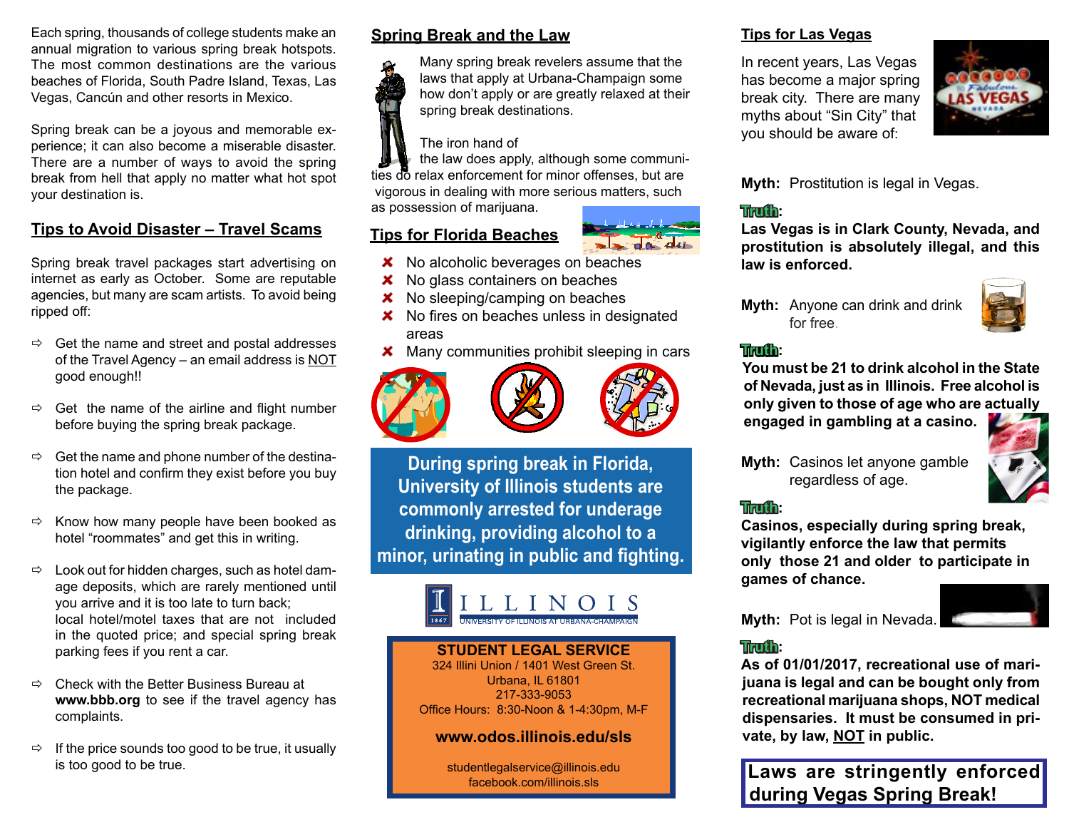Each spring, thousands of college students make an annual migration to various spring break hotspots. The most common destinations are the various beaches of Florida, South Padre Island, Texas, Las Vegas, Cancún and other resorts in Mexico.

Spring break can be a joyous and memorable experience; it can also become a miserable disaster. There are a number of ways to avoid the spring break from hell that apply no matter what hot spot your destination is.

## Tips to Avoid Disaster – Travel Scams

Spring break travel packages start advertising on internet as early as October. Some are reputable agencies, but many are scam artists. To avoid being ripped off:

- Get the name and street and postal addresses of the Travel Agency – an email address is NOT good enough!!
- Get the name of the airline and flight number before buying the spring break package.
- Get the name and phone number of the destination hotel and confirm they exist before you buy the package.
- Know how many people have been booked as hotel "roommates" and get this in writing.
- Look out for hidden charges, such as hotel damage deposits, which are rarely mentioned until you arrive and it is too late to turn back; local hotel/motel taxes that are not included in the quoted price; and special spring break parking fees if you rent a car.
- Check with the Better Business Bureau at **www.bbb.org** to see if the travel agency has complaints.
- If the price sounds too good to be true, it usually is too good to be true.

## Spring Break and the Law

Many spring break revelers assume that the laws that apply at Urbana-Champaign some how don't apply or are greatly relaxed at their spring break destinations.

The iron hand of the law does apply, although some communities do relax enforcement for minor offenses, but are vigorous in dealing with more serious matters, such as possession of marijuana.

## Tips for Florida Beaches

- ✘ No alcoholic beverages on beaches
- ✘ No glass containers on beaches
- ✘ No sleeping/camping on beaches
- ✘ No fires on beaches unless in designated areas
- ✘ Many communities prohibit sleeping in cars

**During spring break in Florida, University of Illinois students are commonly arrested for underage drinking, providing alcohol to a minor, urinating in public and fighting.**

ILLINOIS
UNIVERSITY OF ILLINOIS AT URBANA-CHAMPAIGN

**STUDENT LEGAL SERVICE**
324 Illini Union / 1401 West Green St.
Urbana, IL 61801
217-333-9053
Office Hours: 8:30-Noon & 1-4:30pm, M-F

**www.odos.illinois.edu/sls**

studentlegalservice@illinois.edu
facebook.com/illinois.sls

## Tips for Las Vegas

In recent years, Las Vegas has become a major spring break city. There are many myths about "Sin City" that you should be aware of:

**Myth:** Prostitution is legal in Vegas.

**Truth:**
**Las Vegas is in Clark County, Nevada, and prostitution is absolutely illegal, and this law is enforced.**

**Myth:** Anyone can drink and drink for free.

**Truth:**
**You must be 21 to drink alcohol in the State of Nevada, just as in Illinois. Free alcohol is only given to those of age who are actually engaged in gambling at a casino.**

**Myth:** Casinos let anyone gamble regardless of age.

**Truth:**
**Casinos, especially during spring break, vigilantly enforce the law that permits only those 21 and older to participate in games of chance.**

**Myth:** Pot is legal in Nevada.

**Truth:**
**As of 01/01/2017, recreational use of marijuana is legal and can be bought only from recreational marijuana shops, NOT medical dispensaries. It must be consumed in private, by law, NOT in public.**

**Laws are stringently enforced during Vegas Spring Break!**